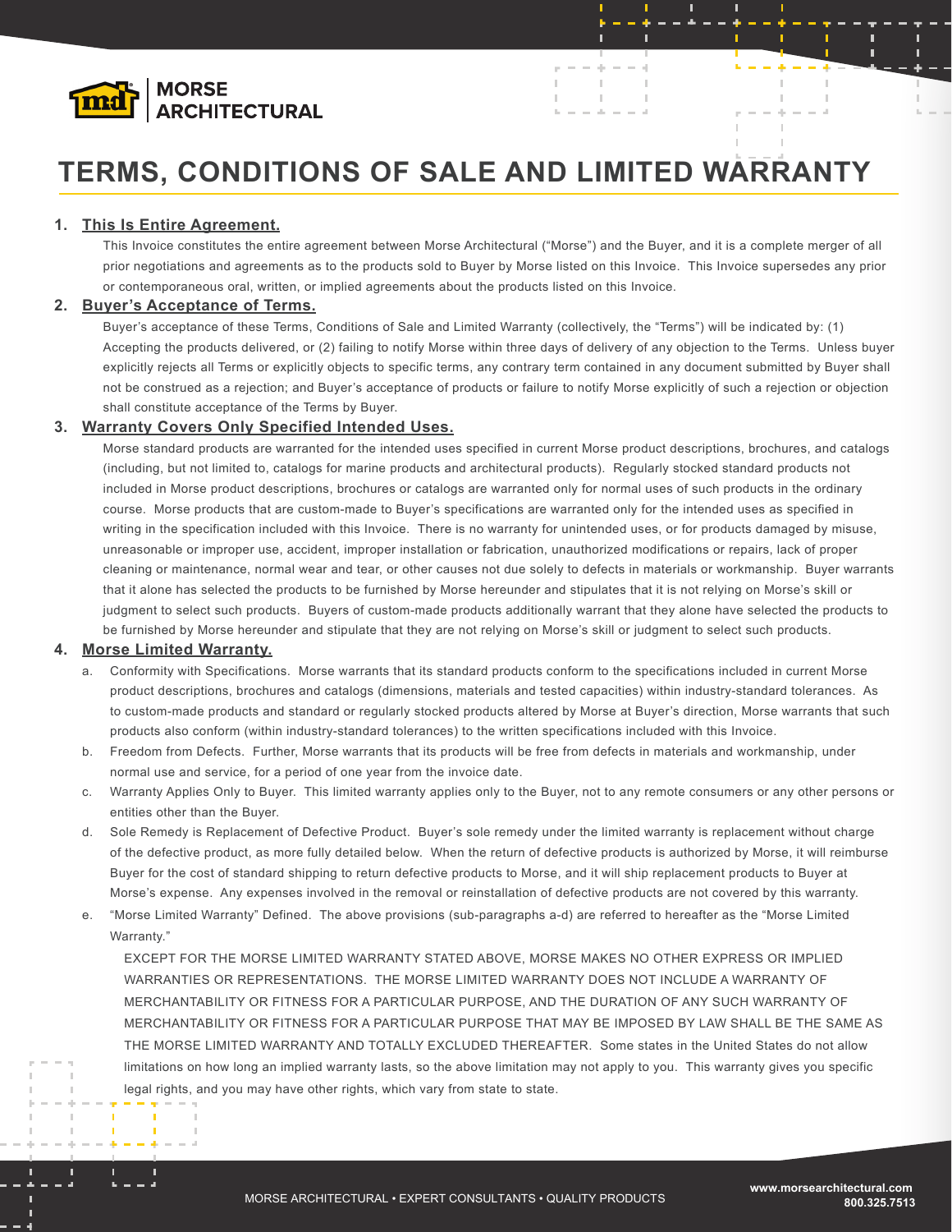MORSE ARCHITECTURAL

# TERMS, CONDITIONS OF SALE AND LIMITED WARRANTY

**1. This Is Entire Agreement.**

This Invoice constitutes the entire agreement between Morse Architectural ("Morse") and the Buyer, and it is a complete merger of all prior negotiations and agreements as to the products sold to Buyer by Morse listed on this Invoice. This Invoice supersedes any prior or contemporaneous oral, written, or implied agreements about the products listed on this Invoice.

**2. Buyer's Acceptance of Terms.**

Buyer's acceptance of these Terms, Conditions of Sale and Limited Warranty (collectively, the "Terms") will be indicated by: (1) Accepting the products delivered, or (2) failing to notify Morse within three days of delivery of any objection to the Terms. Unless buyer explicitly rejects all Terms or explicitly objects to specific terms, any contrary term contained in any document submitted by Buyer shall not be construed as a rejection; and Buyer's acceptance of products or failure to notify Morse explicitly of such a rejection or objection shall constitute acceptance of the Terms by Buyer.

**3. Warranty Covers Only Specified Intended Uses.**

Morse standard products are warranted for the intended uses specified in current Morse product descriptions, brochures, and catalogs (including, but not limited to, catalogs for marine products and architectural products). Regularly stocked standard products not included in Morse product descriptions, brochures or catalogs are warranted only for normal uses of such products in the ordinary course. Morse products that are custom-made to Buyer's specifications are warranted only for the intended uses as specified in writing in the specification included with this Invoice. There is no warranty for unintended uses, or for products damaged by misuse, unreasonable or improper use, accident, improper installation or fabrication, unauthorized modifications or repairs, lack of proper cleaning or maintenance, normal wear and tear, or other causes not due solely to defects in materials or workmanship. Buyer warrants that it alone has selected the products to be furnished by Morse hereunder and stipulates that it is not relying on Morse's skill or judgment to select such products. Buyers of custom-made products additionally warrant that they alone have selected the products to be furnished by Morse hereunder and stipulate that they are not relying on Morse's skill or judgment to select such products.

**4. Morse Limited Warranty.**

a. Conformity with Specifications. Morse warrants that its standard products conform to the specifications included in current Morse product descriptions, brochures and catalogs (dimensions, materials and tested capacities) within industry-standard tolerances. As to custom-made products and standard or regularly stocked products altered by Morse at Buyer's direction, Morse warrants that such products also conform (within industry-standard tolerances) to the written specifications included with this Invoice.

b. Freedom from Defects. Further, Morse warrants that its products will be free from defects in materials and workmanship, under normal use and service, for a period of one year from the invoice date.

c. Warranty Applies Only to Buyer. This limited warranty applies only to the Buyer, not to any remote consumers or any other persons or entities other than the Buyer.

d. Sole Remedy is Replacement of Defective Product. Buyer's sole remedy under the limited warranty is replacement without charge of the defective product, as more fully detailed below. When the return of defective products is authorized by Morse, it will reimburse Buyer for the cost of standard shipping to return defective products to Morse, and it will ship replacement products to Buyer at Morse's expense. Any expenses involved in the removal or reinstallation of defective products are not covered by this warranty.

e. "Morse Limited Warranty" Defined. The above provisions (sub-paragraphs a-d) are referred to hereafter as the "Morse Limited Warranty."

EXCEPT FOR THE MORSE LIMITED WARRANTY STATED ABOVE, MORSE MAKES NO OTHER EXPRESS OR IMPLIED WARRANTIES OR REPRESENTATIONS. THE MORSE LIMITED WARRANTY DOES NOT INCLUDE A WARRANTY OF MERCHANTABILITY OR FITNESS FOR A PARTICULAR PURPOSE, AND THE DURATION OF ANY SUCH WARRANTY OF MERCHANTABILITY OR FITNESS FOR A PARTICULAR PURPOSE THAT MAY BE IMPOSED BY LAW SHALL BE THE SAME AS THE MORSE LIMITED WARRANTY AND TOTALLY EXCLUDED THEREAFTER. Some states in the United States do not allow limitations on how long an implied warranty lasts, so the above limitation may not apply to you. This warranty gives you specific legal rights, and you may have other rights, which vary from state to state.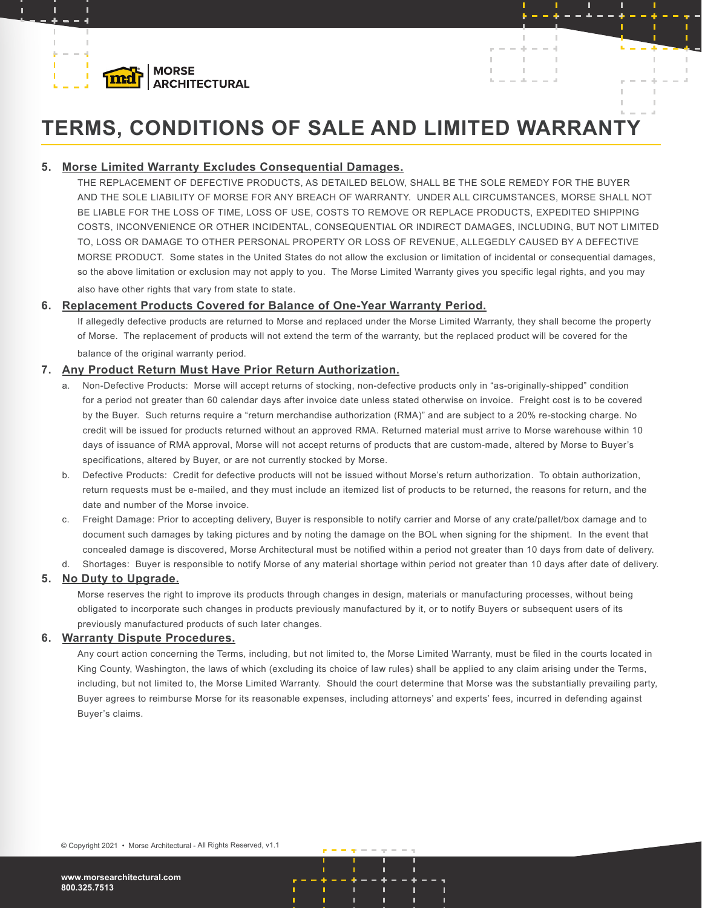MORSE ARCHITECTURAL

# TERMS, CONDITIONS OF SALE AND LIMITED WARRANTY

**5. Morse Limited Warranty Excludes Consequential Damages.**

THE REPLACEMENT OF DEFECTIVE PRODUCTS, AS DETAILED BELOW, SHALL BE THE SOLE REMEDY FOR THE BUYER AND THE SOLE LIABILITY OF MORSE FOR ANY BREACH OF WARRANTY. UNDER ALL CIRCUMSTANCES, MORSE SHALL NOT BE LIABLE FOR THE LOSS OF TIME, LOSS OF USE, COSTS TO REMOVE OR REPLACE PRODUCTS, EXPEDITED SHIPPING COSTS, INCONVENIENCE OR OTHER INCIDENTAL, CONSEQUENTIAL OR INDIRECT DAMAGES, INCLUDING, BUT NOT LIMITED TO, LOSS OR DAMAGE TO OTHER PERSONAL PROPERTY OR LOSS OF REVENUE, ALLEGEDLY CAUSED BY A DEFECTIVE MORSE PRODUCT. Some states in the United States do not allow the exclusion or limitation of incidental or consequential damages, so the above limitation or exclusion may not apply to you. The Morse Limited Warranty gives you specific legal rights, and you may also have other rights that vary from state to state.

**6. Replacement Products Covered for Balance of One-Year Warranty Period.**

If allegedly defective products are returned to Morse and replaced under the Morse Limited Warranty, they shall become the property of Morse. The replacement of products will not extend the term of the warranty, but the replaced product will be covered for the balance of the original warranty period.

**7. Any Product Return Must Have Prior Return Authorization.**

a. Non-Defective Products: Morse will accept returns of stocking, non-defective products only in "as-originally-shipped" condition for a period not greater than 60 calendar days after invoice date unless stated otherwise on invoice. Freight cost is to be covered by the Buyer. Such returns require a "return merchandise authorization (RMA)" and are subject to a 20% re-stocking charge. No credit will be issued for products returned without an approved RMA. Returned material must arrive to Morse warehouse within 10 days of issuance of RMA approval, Morse will not accept returns of products that are custom-made, altered by Morse to Buyer's specifications, altered by Buyer, or are not currently stocked by Morse.

b. Defective Products: Credit for defective products will not be issued without Morse's return authorization. To obtain authorization, return requests must be e-mailed, and they must include an itemized list of products to be returned, the reasons for return, and the date and number of the Morse invoice.

c. Freight Damage: Prior to accepting delivery, Buyer is responsible to notify carrier and Morse of any crate/pallet/box damage and to document such damages by taking pictures and by noting the damage on the BOL when signing for the shipment. In the event that concealed damage is discovered, Morse Architectural must be notified within a period not greater than 10 days from date of delivery.

d. Shortages: Buyer is responsible to notify Morse of any material shortage within period not greater than 10 days after date of delivery.

**5. No Duty to Upgrade.**

Morse reserves the right to improve its products through changes in design, materials or manufacturing processes, without being obligated to incorporate such changes in products previously manufactured by it, or to notify Buyers or subsequent users of its previously manufactured products of such later changes.

**6. Warranty Dispute Procedures.**

Any court action concerning the Terms, including, but not limited to, the Morse Limited Warranty, must be filed in the courts located in King County, Washington, the laws of which (excluding its choice of law rules) shall be applied to any claim arising under the Terms, including, but not limited to, the Morse Limited Warranty. Should the court determine that Morse was the substantially prevailing party, Buyer agrees to reimburse Morse for its reasonable expenses, including attorneys' and experts' fees, incurred in defending against Buyer's claims.

© Copyright 2021 • Morse Architectural - All Rights Reserved, v1.1

www.morsearchitectural.com
800.325.7513